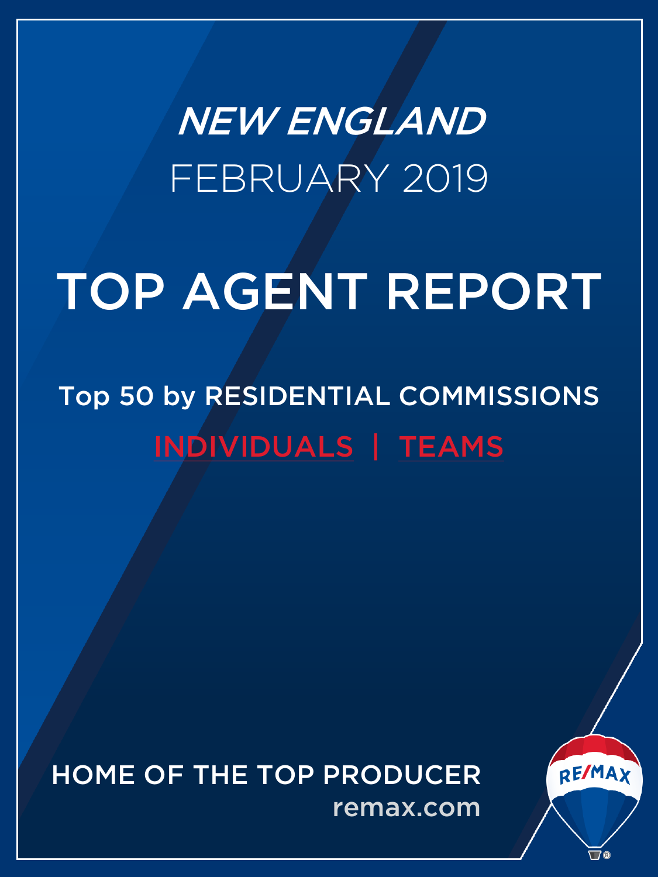# *NEW ENGLAND*

## FEBRUARY 2019

# TOP AGENT REPORT

## Top 50 by RESIDENTIAL COMMISSIONS

INDIVIDUALS | TEAMS

HOME OF THE TOP PRODUCER

remax.com

RE/MAX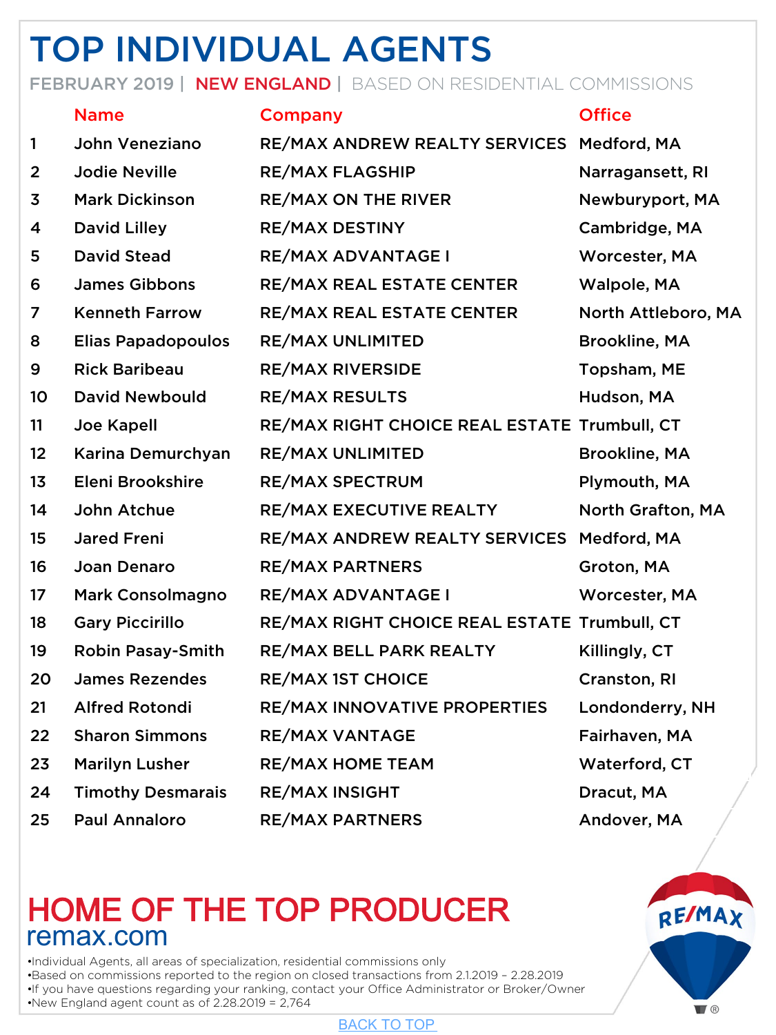# TOP INDIVIDUAL AGENTS

FEBRUARY 2019 | NEW ENGLAND | BASED ON RESIDENTIAL COMMISSIONS

| | Name | Company | Office |
|---|---|---|---|
| 1 | John Veneziano | RE/MAX ANDREW REALTY SERVICES | Medford, MA |
| 2 | Jodie Neville | RE/MAX FLAGSHIP | Narragansett, RI |
| 3 | Mark Dickinson | RE/MAX ON THE RIVER | Newburyport, MA |
| 4 | David Lilley | RE/MAX DESTINY | Cambridge, MA |
| 5 | David Stead | RE/MAX ADVANTAGE I | Worcester, MA |
| 6 | James Gibbons | RE/MAX REAL ESTATE CENTER | Walpole, MA |
| 7 | Kenneth Farrow | RE/MAX REAL ESTATE CENTER | North Attleboro, MA |
| 8 | Elias Papadopoulos | RE/MAX UNLIMITED | Brookline, MA |
| 9 | Rick Baribeau | RE/MAX RIVERSIDE | Topsham, ME |
| 10 | David Newbould | RE/MAX RESULTS | Hudson, MA |
| 11 | Joe Kapell | RE/MAX RIGHT CHOICE REAL ESTATE | Trumbull, CT |
| 12 | Karina Demurchyan | RE/MAX UNLIMITED | Brookline, MA |
| 13 | Eleni Brookshire | RE/MAX SPECTRUM | Plymouth, MA |
| 14 | John Atchue | RE/MAX EXECUTIVE REALTY | North Grafton, MA |
| 15 | Jared Freni | RE/MAX ANDREW REALTY SERVICES | Medford, MA |
| 16 | Joan Denaro | RE/MAX PARTNERS | Groton, MA |
| 17 | Mark Consolmagno | RE/MAX ADVANTAGE I | Worcester, MA |
| 18 | Gary Piccirillo | RE/MAX RIGHT CHOICE REAL ESTATE | Trumbull, CT |
| 19 | Robin Pasay-Smith | RE/MAX BELL PARK REALTY | Killingly, CT |
| 20 | James Rezendes | RE/MAX 1ST CHOICE | Cranston, RI |
| 21 | Alfred Rotondi | RE/MAX INNOVATIVE PROPERTIES | Londonderry, NH |
| 22 | Sharon Simmons | RE/MAX VANTAGE | Fairhaven, MA |
| 23 | Marilyn Lusher | RE/MAX HOME TEAM | Waterford, CT |
| 24 | Timothy Desmarais | RE/MAX INSIGHT | Dracut, MA |
| 25 | Paul Annaloro | RE/MAX PARTNERS | Andover, MA |

## HOME OF THE TOP PRODUCER

remax.com

- Individual Agents, all areas of specialization, residential commissions only
- Based on commissions reported to the region on closed transactions from 2.1.2019 – 2.28.2019
- If you have questions regarding your ranking, contact your Office Administrator or Broker/Owner
- New England agent count as of 2.28.2019 = 2,764

BACK TO TOP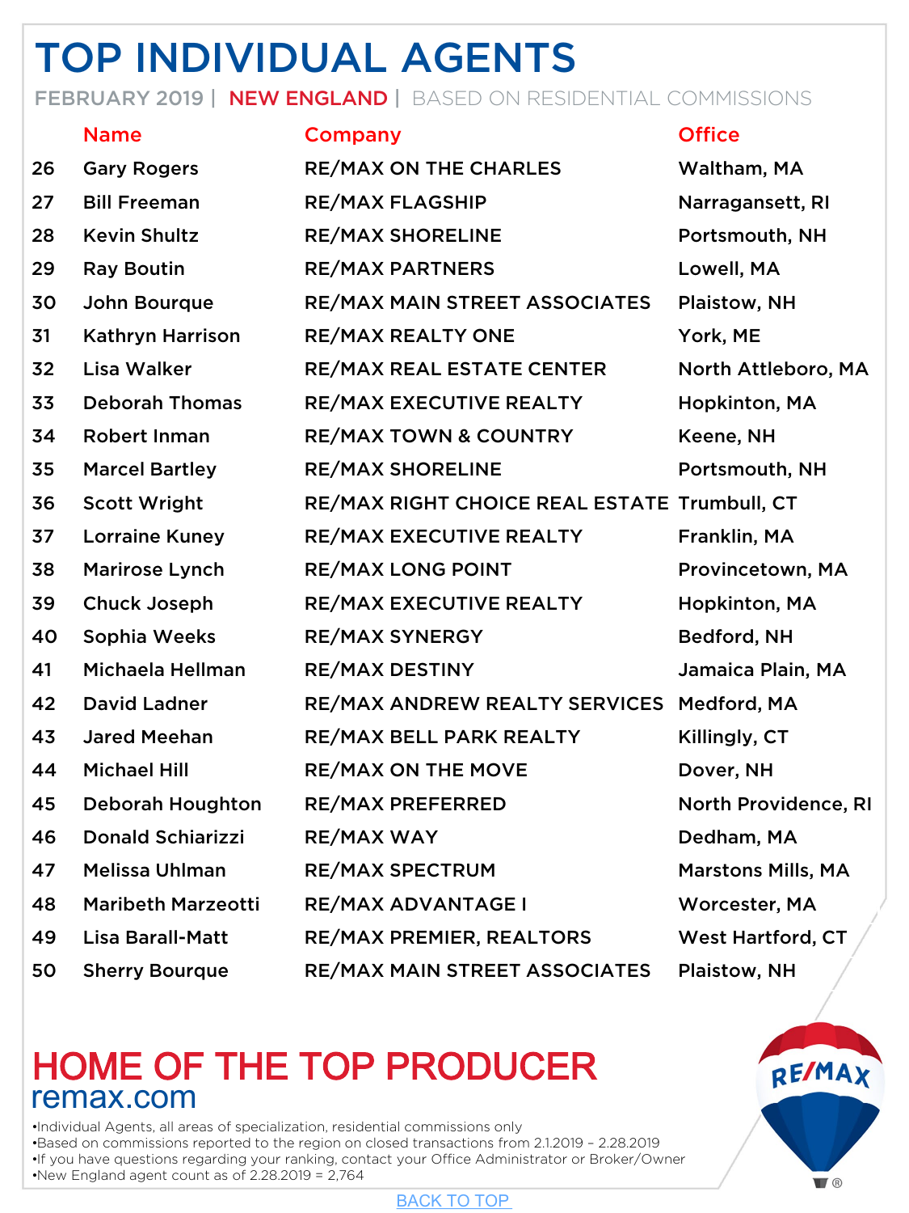# TOP INDIVIDUAL AGENTS

FEBRUARY 2019 | NEW ENGLAND | BASED ON RESIDENTIAL COMMISSIONS

| | Name | Company | Office |
|---|---|---|---|
| 26 | Gary Rogers | RE/MAX ON THE CHARLES | Waltham, MA |
| 27 | Bill Freeman | RE/MAX FLAGSHIP | Narragansett, RI |
| 28 | Kevin Shultz | RE/MAX SHORELINE | Portsmouth, NH |
| 29 | Ray Boutin | RE/MAX PARTNERS | Lowell, MA |
| 30 | John Bourque | RE/MAX MAIN STREET ASSOCIATES | Plaistow, NH |
| 31 | Kathryn Harrison | RE/MAX REALTY ONE | York, ME |
| 32 | Lisa Walker | RE/MAX REAL ESTATE CENTER | North Attleboro, MA |
| 33 | Deborah Thomas | RE/MAX EXECUTIVE REALTY | Hopkinton, MA |
| 34 | Robert Inman | RE/MAX TOWN & COUNTRY | Keene, NH |
| 35 | Marcel Bartley | RE/MAX SHORELINE | Portsmouth, NH |
| 36 | Scott Wright | RE/MAX RIGHT CHOICE REAL ESTATE | Trumbull, CT |
| 37 | Lorraine Kuney | RE/MAX EXECUTIVE REALTY | Franklin, MA |
| 38 | Marirose Lynch | RE/MAX LONG POINT | Provincetown, MA |
| 39 | Chuck Joseph | RE/MAX EXECUTIVE REALTY | Hopkinton, MA |
| 40 | Sophia Weeks | RE/MAX SYNERGY | Bedford, NH |
| 41 | Michaela Hellman | RE/MAX DESTINY | Jamaica Plain, MA |
| 42 | David Ladner | RE/MAX ANDREW REALTY SERVICES | Medford, MA |
| 43 | Jared Meehan | RE/MAX BELL PARK REALTY | Killingly, CT |
| 44 | Michael Hill | RE/MAX ON THE MOVE | Dover, NH |
| 45 | Deborah Houghton | RE/MAX PREFERRED | North Providence, RI |
| 46 | Donald Schiarizzi | RE/MAX WAY | Dedham, MA |
| 47 | Melissa Uhlman | RE/MAX SPECTRUM | Marstons Mills, MA |
| 48 | Maribeth Marzeotti | RE/MAX ADVANTAGE I | Worcester, MA |
| 49 | Lisa Barall-Matt | RE/MAX PREMIER, REALTORS | West Hartford, CT |
| 50 | Sherry Bourque | RE/MAX MAIN STREET ASSOCIATES | Plaistow, NH |

## HOME OF THE TOP PRODUCER

remax.com

- Individual Agents, all areas of specialization, residential commissions only
- Based on commissions reported to the region on closed transactions from 2.1.2019 – 2.28.2019
- If you have questions regarding your ranking, contact your Office Administrator or Broker/Owner
- New England agent count as of 2.28.2019 = 2,764

BACK TO TOP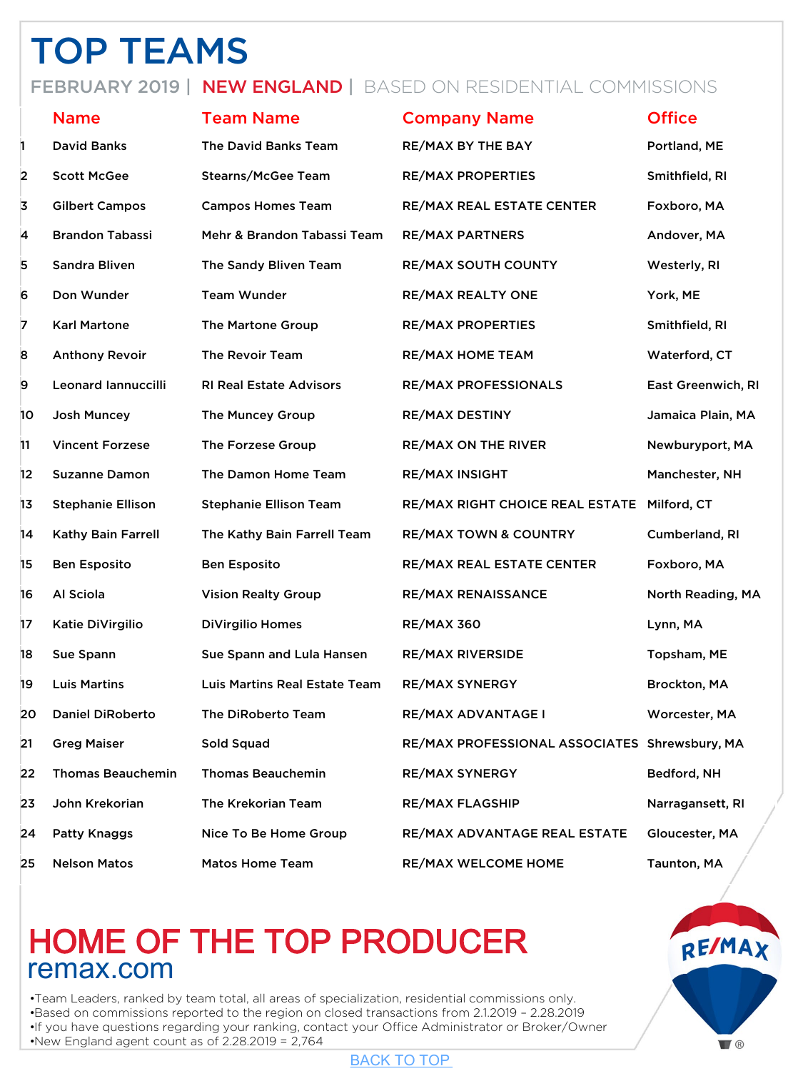# TOP TEAMS

FEBRUARY 2019 | NEW ENGLAND | BASED ON RESIDENTIAL COMMISSIONS

| | Name | Team Name | Company Name | Office |
|---|---|---|---|---|
| 1 | David Banks | The David Banks Team | RE/MAX BY THE BAY | Portland, ME |
| 2 | Scott McGee | Stearns/McGee Team | RE/MAX PROPERTIES | Smithfield, RI |
| 3 | Gilbert Campos | Campos Homes Team | RE/MAX REAL ESTATE CENTER | Foxboro, MA |
| 4 | Brandon Tabassi | Mehr & Brandon Tabassi Team | RE/MAX PARTNERS | Andover, MA |
| 5 | Sandra Bliven | The Sandy Bliven Team | RE/MAX SOUTH COUNTY | Westerly, RI |
| 6 | Don Wunder | Team Wunder | RE/MAX REALTY ONE | York, ME |
| 7 | Karl Martone | The Martone Group | RE/MAX PROPERTIES | Smithfield, RI |
| 8 | Anthony Revoir | The Revoir Team | RE/MAX HOME TEAM | Waterford, CT |
| 9 | Leonard Iannuccilli | RI Real Estate Advisors | RE/MAX PROFESSIONALS | East Greenwich, RI |
| 10 | Josh Muncey | The Muncey Group | RE/MAX DESTINY | Jamaica Plain, MA |
| 11 | Vincent Forzese | The Forzese Group | RE/MAX ON THE RIVER | Newburyport, MA |
| 12 | Suzanne Damon | The Damon Home Team | RE/MAX INSIGHT | Manchester, NH |
| 13 | Stephanie Ellison | Stephanie Ellison Team | RE/MAX RIGHT CHOICE REAL ESTATE | Milford, CT |
| 14 | Kathy Bain Farrell | The Kathy Bain Farrell Team | RE/MAX TOWN & COUNTRY | Cumberland, RI |
| 15 | Ben Esposito | Ben Esposito | RE/MAX REAL ESTATE CENTER | Foxboro, MA |
| 16 | Al Sciola | Vision Realty Group | RE/MAX RENAISSANCE | North Reading, MA |
| 17 | Katie DiVirgilio | DiVirgilio Homes | RE/MAX 360 | Lynn, MA |
| 18 | Sue Spann | Sue Spann and Lula Hansen | RE/MAX RIVERSIDE | Topsham, ME |
| 19 | Luis Martins | Luis Martins Real Estate Team | RE/MAX SYNERGY | Brockton, MA |
| 20 | Daniel DiRoberto | The DiRoberto Team | RE/MAX ADVANTAGE I | Worcester, MA |
| 21 | Greg Maiser | Sold Squad | RE/MAX PROFESSIONAL ASSOCIATES | Shrewsbury, MA |
| 22 | Thomas Beauchemin | Thomas Beauchemin | RE/MAX SYNERGY | Bedford, NH |
| 23 | John Krekorian | The Krekorian Team | RE/MAX FLAGSHIP | Narragansett, RI |
| 24 | Patty Knaggs | Nice To Be Home Group | RE/MAX ADVANTAGE REAL ESTATE | Gloucester, MA |
| 25 | Nelson Matos | Matos Home Team | RE/MAX WELCOME HOME | Taunton, MA |

## HOME OF THE TOP PRODUCER

remax.com

- Team Leaders, ranked by team total, all areas of specialization, residential commissions only.
- Based on commissions reported to the region on closed transactions from 2.1.2019 – 2.28.2019
- If you have questions regarding your ranking, contact your Office Administrator or Broker/Owner
- New England agent count as of 2.28.2019 = 2,764

BACK TO TOP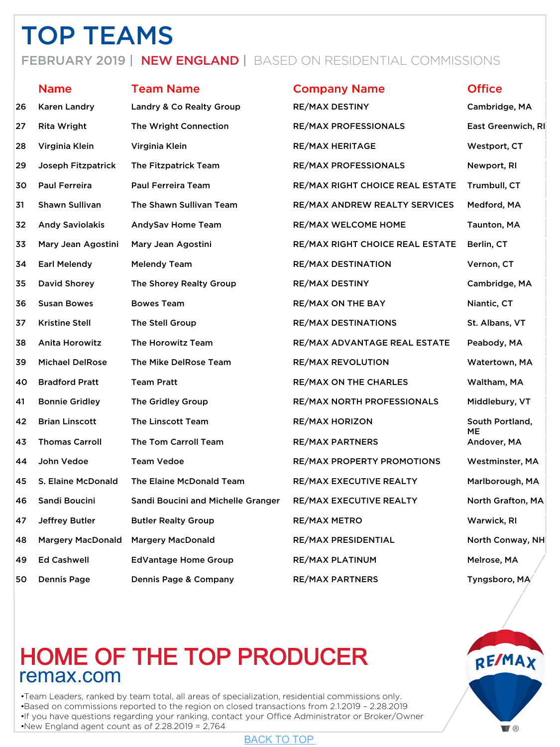# TOP TEAMS

FEBRUARY 2019 | NEW ENGLAND | BASED ON RESIDENTIAL COMMISSIONS

| | Name | Team Name | Company Name | Office |
|---|---|---|---|---|
| 26 | Karen Landry | Landry & Co Realty Group | RE/MAX DESTINY | Cambridge, MA |
| 27 | Rita Wright | The Wright Connection | RE/MAX PROFESSIONALS | East Greenwich, RI |
| 28 | Virginia Klein | Virginia Klein | RE/MAX HERITAGE | Westport, CT |
| 29 | Joseph Fitzpatrick | The Fitzpatrick Team | RE/MAX PROFESSIONALS | Newport, RI |
| 30 | Paul Ferreira | Paul Ferreira Team | RE/MAX RIGHT CHOICE REAL ESTATE | Trumbull, CT |
| 31 | Shawn Sullivan | The Shawn Sullivan Team | RE/MAX ANDREW REALTY SERVICES | Medford, MA |
| 32 | Andy Saviolakis | AndySav Home Team | RE/MAX WELCOME HOME | Taunton, MA |
| 33 | Mary Jean Agostini | Mary Jean Agostini | RE/MAX RIGHT CHOICE REAL ESTATE | Berlin, CT |
| 34 | Earl Melendy | Melendy Team | RE/MAX DESTINATION | Vernon, CT |
| 35 | David Shorey | The Shorey Realty Group | RE/MAX DESTINY | Cambridge, MA |
| 36 | Susan Bowes | Bowes Team | RE/MAX ON THE BAY | Niantic, CT |
| 37 | Kristine Stell | The Stell Group | RE/MAX DESTINATIONS | St. Albans, VT |
| 38 | Anita Horowitz | The Horowitz Team | RE/MAX ADVANTAGE REAL ESTATE | Peabody, MA |
| 39 | Michael DelRose | The Mike DelRose Team | RE/MAX REVOLUTION | Watertown, MA |
| 40 | Bradford Pratt | Team Pratt | RE/MAX ON THE CHARLES | Waltham, MA |
| 41 | Bonnie Gridley | The Gridley Group | RE/MAX NORTH PROFESSIONALS | Middlebury, VT |
| 42 | Brian Linscott | The Linscott Team | RE/MAX HORIZON | South Portland, ME |
| 43 | Thomas Carroll | The Tom Carroll Team | RE/MAX PARTNERS | Andover, MA |
| 44 | John Vedoe | Team Vedoe | RE/MAX PROPERTY PROMOTIONS | Westminster, MA |
| 45 | S. Elaine McDonald | The Elaine McDonald Team | RE/MAX EXECUTIVE REALTY | Marlborough, MA |
| 46 | Sandi Boucini | Sandi Boucini and Michelle Granger | RE/MAX EXECUTIVE REALTY | North Grafton, MA |
| 47 | Jeffrey Butler | Butler Realty Group | RE/MAX METRO | Warwick, RI |
| 48 | Margery MacDonald | Margery MacDonald | RE/MAX PRESIDENTIAL | North Conway, NH |
| 49 | Ed Cashwell | EdVantage Home Group | RE/MAX PLATINUM | Melrose, MA |
| 50 | Dennis Page | Dennis Page & Company | RE/MAX PARTNERS | Tyngsboro, MA |

## HOME OF THE TOP PRODUCER

remax.com

- Team Leaders, ranked by team total, all areas of specialization, residential commissions only.
- Based on commissions reported to the region on closed transactions from 2.1.2019 – 2.28.2019
- If you have questions regarding your ranking, contact your Office Administrator or Broker/Owner
- New England agent count as of 2.28.2019 = 2,764

RE/MAX®

BACK TO TOP